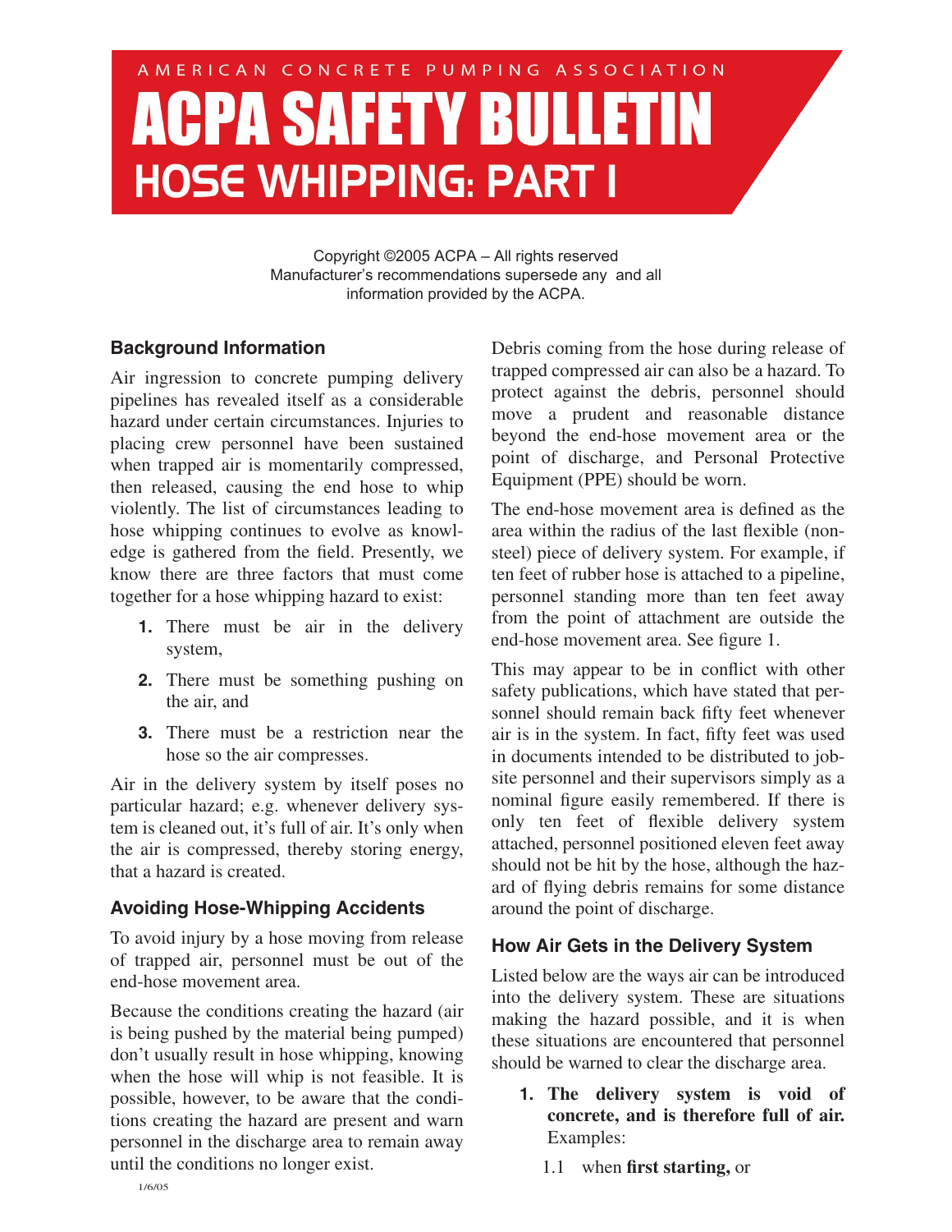AMERICAN CONCRETE PUMPING ASSOCIATION

# ACPA SAFETY BULLETIN

## HOSE WHIPPING: PART I

Copyright ©2005 ACPA – All rights reserved
Manufacturer's recommendations supersede any and all information provided by the ACPA.

### Background Information

Air ingression to concrete pumping delivery pipelines has revealed itself as a considerable hazard under certain circumstances. Injuries to placing crew personnel have been sustained when trapped air is momentarily compressed, then released, causing the end hose to whip violently. The list of circumstances leading to hose whipping continues to evolve as knowledge is gathered from the field. Presently, we know there are three factors that must come together for a hose whipping hazard to exist:

1. There must be air in the delivery system,
2. There must be something pushing on the air, and
3. There must be a restriction near the hose so the air compresses.

Air in the delivery system by itself poses no particular hazard; e.g. whenever delivery system is cleaned out, it's full of air. It's only when the air is compressed, thereby storing energy, that a hazard is created.

### Avoiding Hose-Whipping Accidents

To avoid injury by a hose moving from release of trapped air, personnel must be out of the end-hose movement area.

Because the conditions creating the hazard (air is being pushed by the material being pumped) don't usually result in hose whipping, knowing when the hose will whip is not feasible. It is possible, however, to be aware that the conditions creating the hazard are present and warn personnel in the discharge area to remain away until the conditions no longer exist.

Debris coming from the hose during release of trapped compressed air can also be a hazard. To protect against the debris, personnel should move a prudent and reasonable distance beyond the end-hose movement area or the point of discharge, and Personal Protective Equipment (PPE) should be worn.

The end-hose movement area is defined as the area within the radius of the last flexible (non-steel) piece of delivery system. For example, if ten feet of rubber hose is attached to a pipeline, personnel standing more than ten feet away from the point of attachment are outside the end-hose movement area. See figure 1.

This may appear to be in conflict with other safety publications, which have stated that personnel should remain back fifty feet whenever air is in the system. In fact, fifty feet was used in documents intended to be distributed to job-site personnel and their supervisors simply as a nominal figure easily remembered. If there is only ten feet of flexible delivery system attached, personnel positioned eleven feet away should not be hit by the hose, although the hazard of flying debris remains for some distance around the point of discharge.

### How Air Gets in the Delivery System

Listed below are the ways air can be introduced into the delivery system. These are situations making the hazard possible, and it is when these situations are encountered that personnel should be warned to clear the discharge area.

1. **The delivery system is void of concrete, and is therefore full of air.** Examples:

   1.1 when **first starting,** or

1/6/05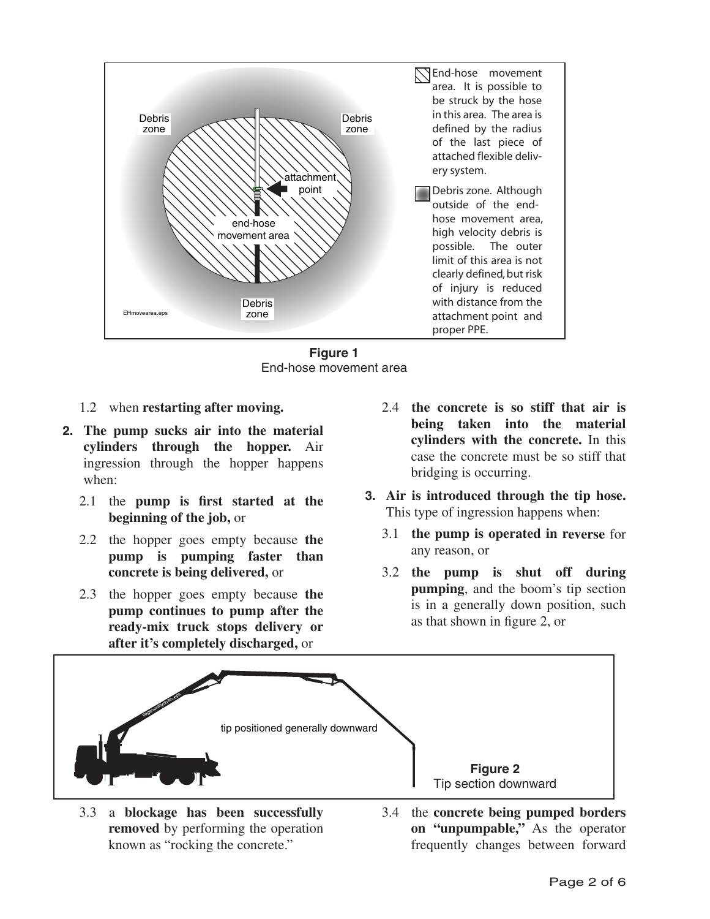End-hose movement area. It is possible to be struck by the hose in this area. The area is defined by the radius of the last piece of attached flexible delivery system.

Debris zone. Although outside of the end-hose movement area, high velocity debris is possible. The outer limit of this area is not clearly defined, but risk of injury is reduced with distance from the attachment point and proper PPE.

**Figure 1**
End-hose movement area

1.2 when **restarting after moving.**

**2. The pump sucks air into the material cylinders through the hopper.** Air ingression through the hopper happens when:

2.1 the **pump is first started at the beginning of the job,** or

2.2 the hopper goes empty because **the pump is pumping faster than concrete is being delivered,** or

2.3 the hopper goes empty because **the pump continues to pump after the ready-mix truck stops delivery or after it's completely discharged,** or

2.4 **the concrete is so stiff that air is being taken into the material cylinders with the concrete.** In this case the concrete must be so stiff that bridging is occurring.

**3. Air is introduced through the tip hose.** This type of ingression happens when:

3.1 **the pump is operated in reverse** for any reason, or

3.2 **the pump is shut off during pumping**, and the boom's tip section is in a generally down position, such as that shown in figure 2, or

**Figure 2**
Tip section downward

3.3 a **blockage has been successfully removed** by performing the operation known as "rocking the concrete."

3.4 the **concrete being pumped borders on "unpumpable,"** As the operator frequently changes between forward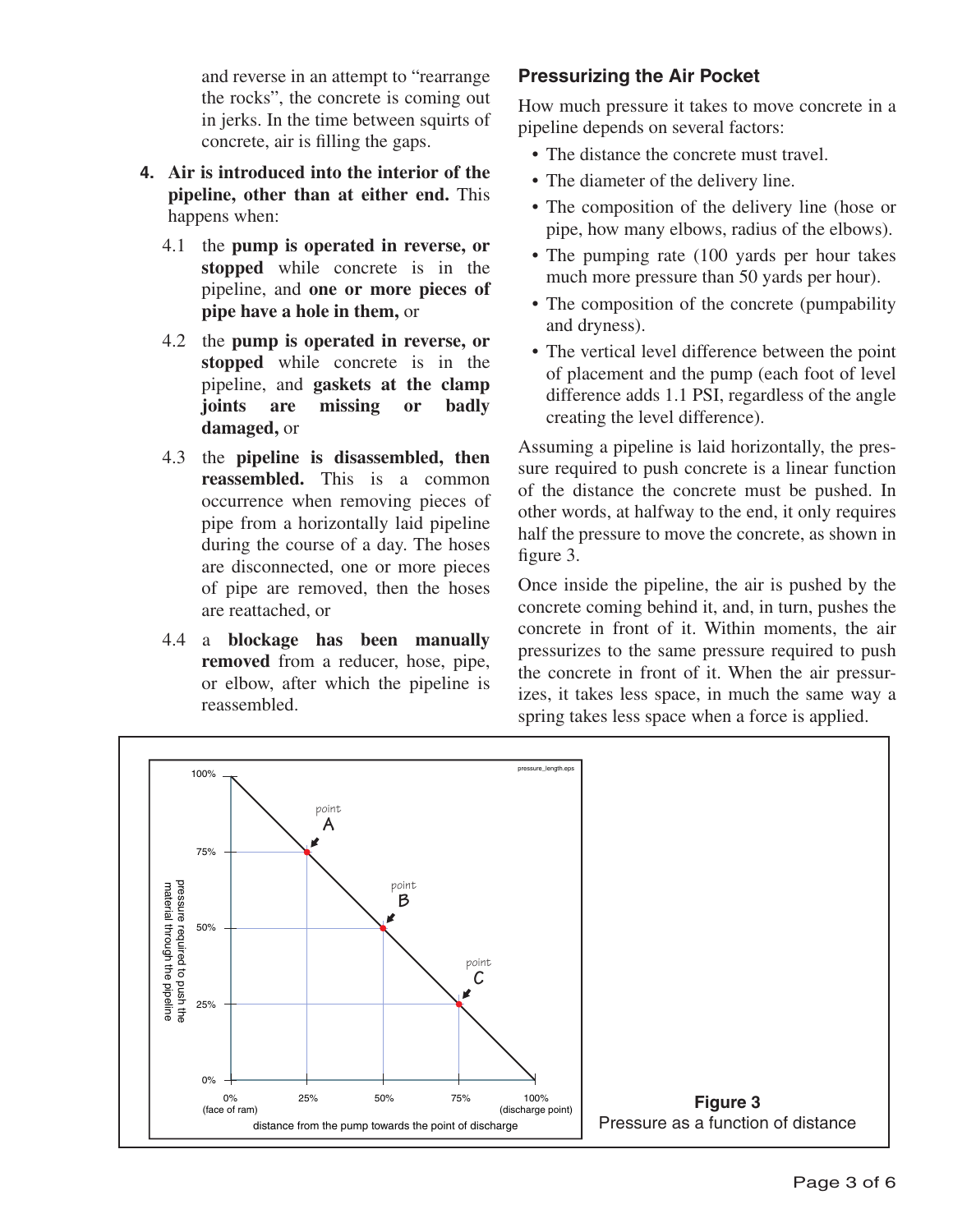and reverse in an attempt to "rearrange the rocks", the concrete is coming out in jerks. In the time between squirts of concrete, air is filling the gaps.

4. **Air is introduced into the interior of the pipeline, other than at either end.** This happens when:

   4.1 the **pump is operated in reverse, or stopped** while concrete is in the pipeline, and **one or more pieces of pipe have a hole in them,** or

   4.2 the **pump is operated in reverse, or stopped** while concrete is in the pipeline, and **gaskets at the clamp joints are missing or badly damaged,** or

   4.3 the **pipeline is disassembled, then reassembled.** This is a common occurrence when removing pieces of pipe from a horizontally laid pipeline during the course of a day. The hoses are disconnected, one or more pieces of pipe are removed, then the hoses are reattached, or

   4.4 a **blockage has been manually removed** from a reducer, hose, pipe, or elbow, after which the pipeline is reassembled.

### Pressurizing the Air Pocket

How much pressure it takes to move concrete in a pipeline depends on several factors:

- The distance the concrete must travel.
- The diameter of the delivery line.
- The composition of the delivery line (hose or pipe, how many elbows, radius of the elbows).
- The pumping rate (100 yards per hour takes much more pressure than 50 yards per hour).
- The composition of the concrete (pumpability and dryness).
- The vertical level difference between the point of placement and the pump (each foot of level difference adds 1.1 PSI, regardless of the angle creating the level difference).

Assuming a pipeline is laid horizontally, the pressure required to push concrete is a linear function of the distance the concrete must be pushed. In other words, at halfway to the end, it only requires half the pressure to move the concrete, as shown in figure 3.

Once inside the pipeline, the air is pushed by the concrete coming behind it, and, in turn, pushes the concrete in front of it. Within moments, the air pressurizes to the same pressure required to push the concrete in front of it. When the air pressurizes, it takes less space, in much the same way a spring takes less space when a force is applied.

**Figure 3**
Pressure as a function of distance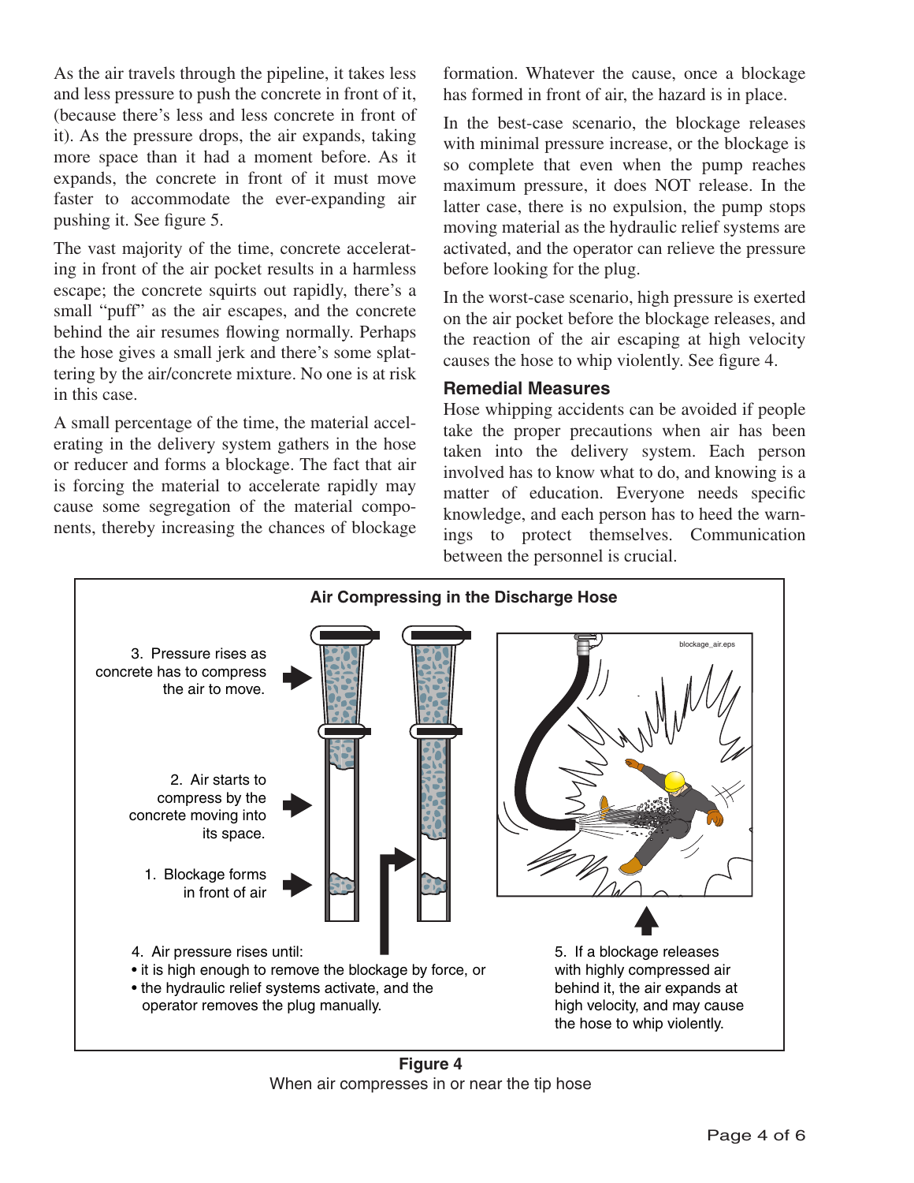As the air travels through the pipeline, it takes less and less pressure to push the concrete in front of it, (because there's less and less concrete in front of it). As the pressure drops, the air expands, taking more space than it had a moment before. As it expands, the concrete in front of it must move faster to accommodate the ever-expanding air pushing it. See figure 5.

The vast majority of the time, concrete accelerating in front of the air pocket results in a harmless escape; the concrete squirts out rapidly, there's a small "puff" as the air escapes, and the concrete behind the air resumes flowing normally. Perhaps the hose gives a small jerk and there's some splattering by the air/concrete mixture. No one is at risk in this case.

A small percentage of the time, the material accelerating in the delivery system gathers in the hose or reducer and forms a blockage. The fact that air is forcing the material to accelerate rapidly may cause some segregation of the material components, thereby increasing the chances of blockage formation. Whatever the cause, once a blockage has formed in front of air, the hazard is in place.

In the best-case scenario, the blockage releases with minimal pressure increase, or the blockage is so complete that even when the pump reaches maximum pressure, it does NOT release. In the latter case, there is no expulsion, the pump stops moving material as the hydraulic relief systems are activated, and the operator can relieve the pressure before looking for the plug.

In the worst-case scenario, high pressure is exerted on the air pocket before the blockage releases, and the reaction of the air escaping at high velocity causes the hose to whip violently. See figure 4.

### Remedial Measures

Hose whipping accidents can be avoided if people take the proper precautions when air has been taken into the delivery system. Each person involved has to know what to do, and knowing is a matter of education. Everyone needs specific knowledge, and each person has to heed the warnings to protect themselves. Communication between the personnel is crucial.

**Air Compressing in the Discharge Hose**

3. Pressure rises as concrete has to compress the air to move.

2. Air starts to compress by the concrete moving into its space.

1. Blockage forms in front of air

4. Air pressure rises until:
- it is high enough to remove the blockage by force, or
- the hydraulic relief systems activate, and the operator removes the plug manually.

5. If a blockage releases with highly compressed air behind it, the air expands at high velocity, and may cause the hose to whip violently.

**Figure 4**
When air compresses in or near the tip hose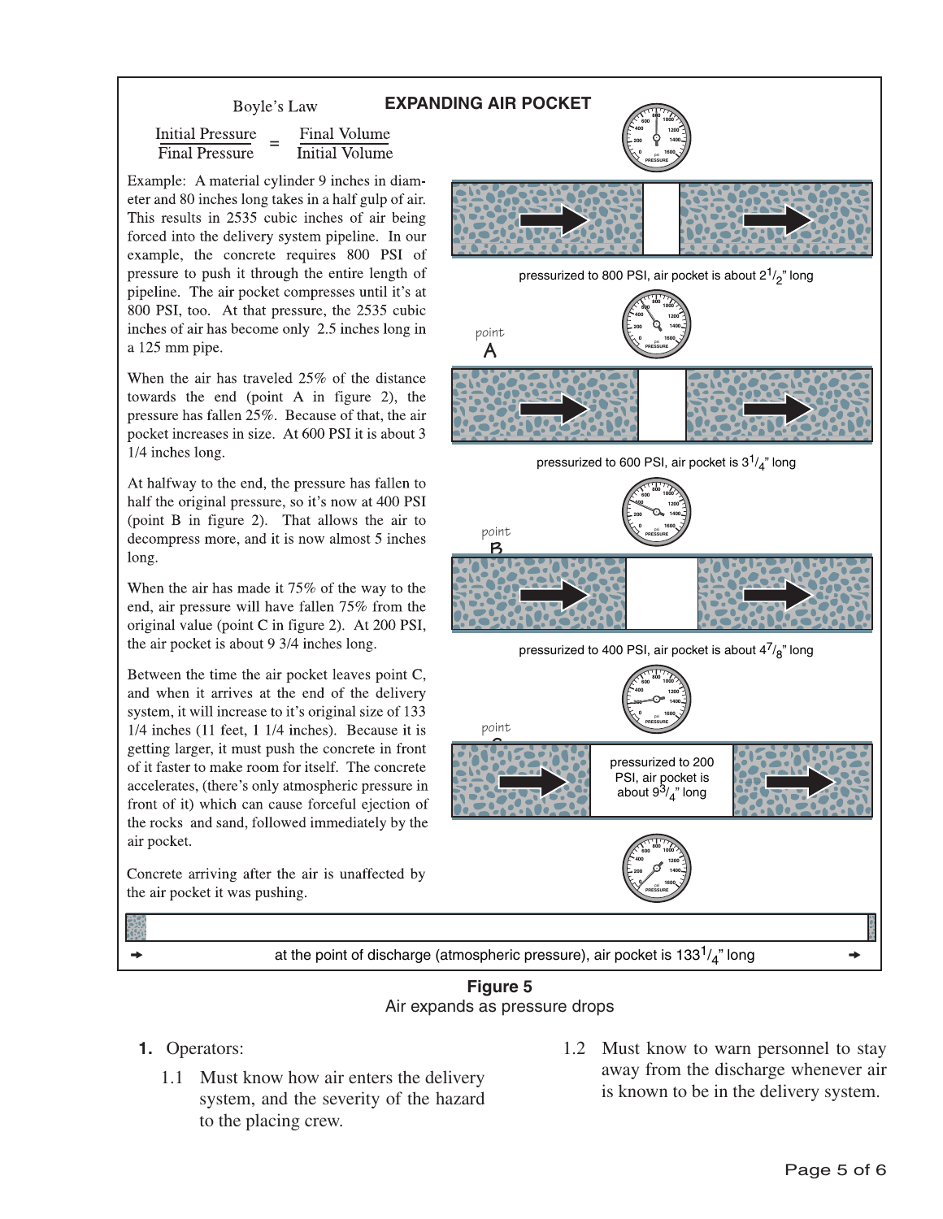## EXPANDING AIR POCKET

Boyle's Law

$$\frac{\text{Initial Pressure}}{\text{Final Pressure}} = \frac{\text{Final Volume}}{\text{Initial Volume}}$$

Example: A material cylinder 9 inches in diameter and 80 inches long takes in a half gulp of air. This results in 2535 cubic inches of air being forced into the delivery system pipeline. In our example, the concrete requires 800 PSI of pressure to push it through the entire length of pipeline. The air pocket compresses until it's at 800 PSI, too. At that pressure, the 2535 cubic inches of air has become only 2.5 inches long in a 125 mm pipe.

When the air has traveled 25% of the distance towards the end (point A in figure 2), the pressure has fallen 25%. Because of that, the air pocket increases in size. At 600 PSI it is about 3 1/4 inches long.

At halfway to the end, the pressure has fallen to half the original pressure, so it's now at 400 PSI (point B in figure 2). That allows the air to decompress more, and it is now almost 5 inches long.

When the air has made it 75% of the way to the end, air pressure will have fallen 75% from the original value (point C in figure 2). At 200 PSI, the air pocket is about 9 3/4 inches long.

Between the time the air pocket leaves point C, and when it arrives at the end of the delivery system, it will increase to it's original size of 133 1/4 inches (11 feet, 1 1/4 inches). Because it is getting larger, it must push the concrete in front of it faster to make room for itself. The concrete accelerates, (there's only atmospheric pressure in front of it) which can cause forceful ejection of the rocks and sand, followed immediately by the air pocket.

Concrete arriving after the air is unaffected by the air pocket it was pushing.

pressurized to 800 PSI, air pocket is about $2^1/_2$" long

point A

pressurized to 600 PSI, air pocket is $3^1/_4$" long

point B

pressurized to 400 PSI, air pocket is about $4^7/_8$" long

point C

pressurized to 200 PSI, air pocket is about $9^3/_4$" long

at the point of discharge (atmospheric pressure), air pocket is $133^1/_4$" long

**Figure 5**
Air expands as pressure drops

1. Operators:
   1.1 Must know how air enters the delivery system, and the severity of the hazard to the placing crew.
   1.2 Must know to warn personnel to stay away from the discharge whenever air is known to be in the delivery system.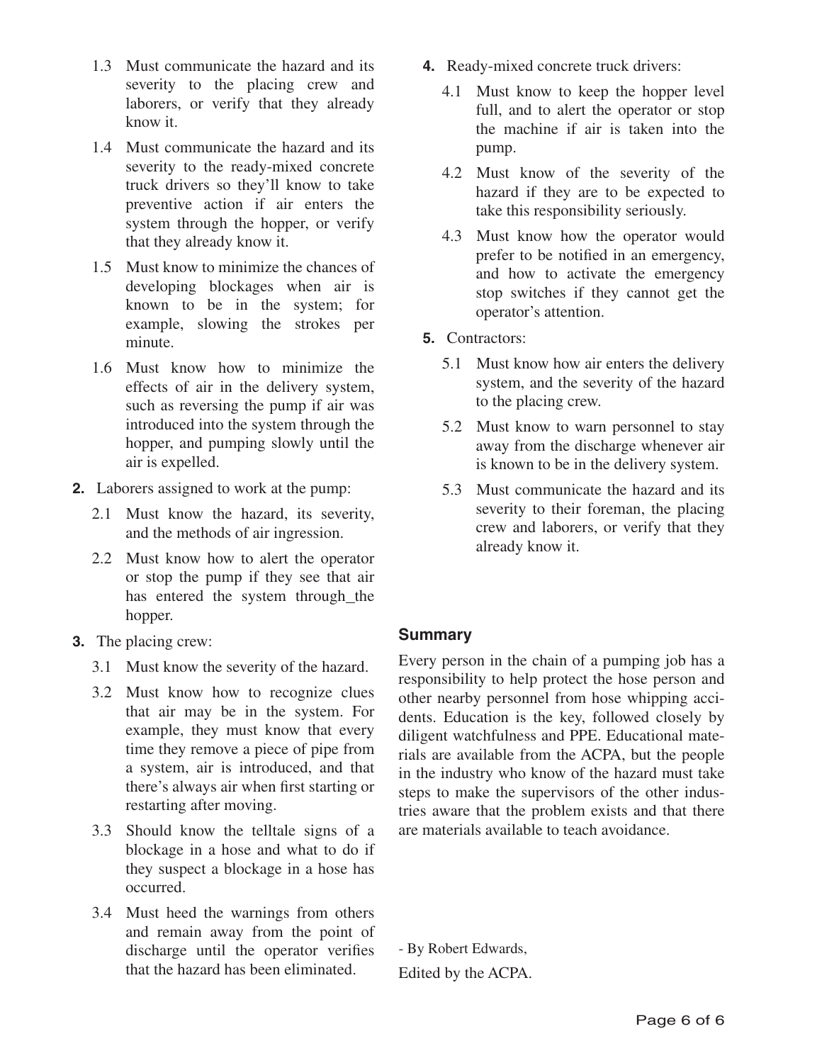1.3 Must communicate the hazard and its severity to the placing crew and laborers, or verify that they already know it.

1.4 Must communicate the hazard and its severity to the ready-mixed concrete truck drivers so they'll know to take preventive action if air enters the system through the hopper, or verify that they already know it.

1.5 Must know to minimize the chances of developing blockages when air is known to be in the system; for example, slowing the strokes per minute.

1.6 Must know how to minimize the effects of air in the delivery system, such as reversing the pump if air was introduced into the system through the hopper, and pumping slowly until the air is expelled.

**2.** Laborers assigned to work at the pump:

2.1 Must know the hazard, its severity, and the methods of air ingression.

2.2 Must know how to alert the operator or stop the pump if they see that air has entered the system through_the hopper.

**3.** The placing crew:

3.1 Must know the severity of the hazard.

3.2 Must know how to recognize clues that air may be in the system. For example, they must know that every time they remove a piece of pipe from a system, air is introduced, and that there's always air when first starting or restarting after moving.

3.3 Should know the telltale signs of a blockage in a hose and what to do if they suspect a blockage in a hose has occurred.

3.4 Must heed the warnings from others and remain away from the point of discharge until the operator verifies that the hazard has been eliminated.

**4.** Ready-mixed concrete truck drivers:

4.1 Must know to keep the hopper level full, and to alert the operator or stop the machine if air is taken into the pump.

4.2 Must know of the severity of the hazard if they are to be expected to take this responsibility seriously.

4.3 Must know how the operator would prefer to be notified in an emergency, and how to activate the emergency stop switches if they cannot get the operator's attention.

**5.** Contractors:

5.1 Must know how air enters the delivery system, and the severity of the hazard to the placing crew.

5.2 Must know to warn personnel to stay away from the discharge whenever air is known to be in the delivery system.

5.3 Must communicate the hazard and its severity to their foreman, the placing crew and laborers, or verify that they already know it.

## Summary

Every person in the chain of a pumping job has a responsibility to help protect the hose person and other nearby personnel from hose whipping accidents. Education is the key, followed closely by diligent watchfulness and PPE. Educational materials are available from the ACPA, but the people in the industry who know of the hazard must take steps to make the supervisors of the other industries aware that the problem exists and that there are materials available to teach avoidance.

- By Robert Edwards,

Edited by the ACPA.